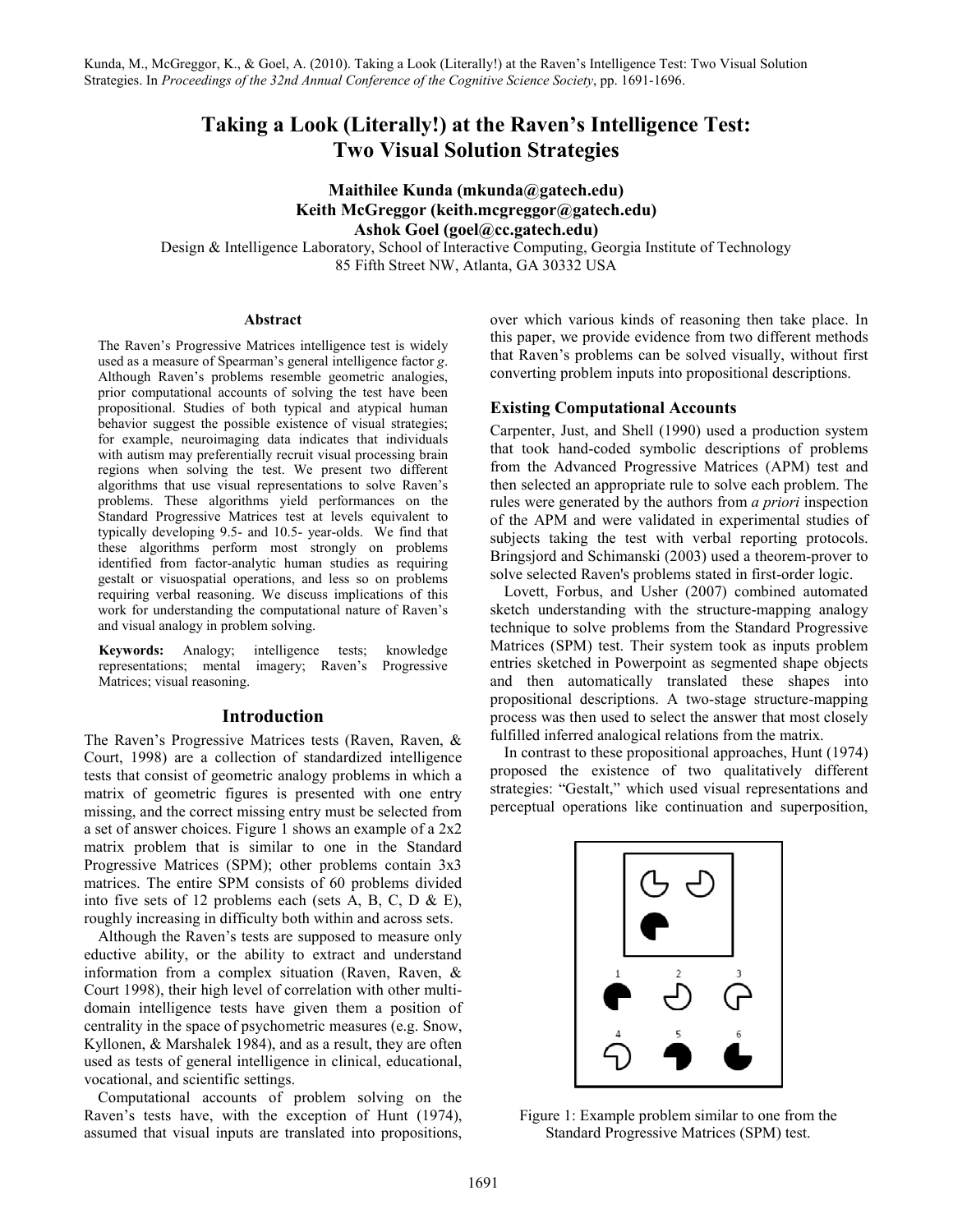Kunda, M., McGreggor, K., & Goel, A. (2010). Taking a Look (Literally!) at the Raven's Intelligence Test: Two Visual Solution Strategies. In *Proceedings of the 32nd Annual Conference of the Cognitive Science Society*, pp. 1691-1696.

# Taking a Look (Literally!) at the Raven's Intelligence Test: Two Visual Solution Strategies

**Maithilee Kunda (mkunda@gatech.edu)**
**Keith McGreggor (keith.mcgreggor@gatech.edu)**
**Ashok Goel (goel@cc.gatech.edu)**

Design & Intelligence Laboratory, School of Interactive Computing, Georgia Institute of Technology
85 Fifth Street NW, Atlanta, GA 30332 USA

## Abstract

The Raven's Progressive Matrices intelligence test is widely used as a measure of Spearman's general intelligence factor *g*. Although Raven's problems resemble geometric analogies, prior computational accounts of solving the test have been propositional. Studies of both typical and atypical human behavior suggest the possible existence of visual strategies; for example, neuroimaging data indicates that individuals with autism may preferentially recruit visual processing brain regions when solving the test. We present two different algorithms that use visual representations to solve Raven's problems. These algorithms yield performances on the Standard Progressive Matrices test at levels equivalent to typically developing 9.5- and 10.5- year-olds. We find that these algorithms perform most strongly on problems identified from factor-analytic human studies as requiring gestalt or visuospatial operations, and less so on problems requiring verbal reasoning. We discuss implications of this work for understanding the computational nature of Raven's and visual analogy in problem solving.

**Keywords:** Analogy; intelligence tests; knowledge representations; mental imagery; Raven's Progressive Matrices; visual reasoning.

## Introduction

The Raven's Progressive Matrices tests (Raven, Raven, & Court, 1998) are a collection of standardized intelligence tests that consist of geometric analogy problems in which a matrix of geometric figures is presented with one entry missing, and the correct missing entry must be selected from a set of answer choices. Figure 1 shows an example of a 2x2 matrix problem that is similar to one in the Standard Progressive Matrices (SPM); other problems contain 3x3 matrices. The entire SPM consists of 60 problems divided into five sets of 12 problems each (sets A, B, C, D & E), roughly increasing in difficulty both within and across sets.

Although the Raven's tests are supposed to measure only eductive ability, or the ability to extract and understand information from a complex situation (Raven, Raven, & Court 1998), their high level of correlation with other multi-domain intelligence tests have given them a position of centrality in the space of psychometric measures (e.g. Snow, Kyllonen, & Marshalek 1984), and as a result, they are often used as tests of general intelligence in clinical, educational, vocational, and scientific settings.

Computational accounts of problem solving on the Raven's tests have, with the exception of Hunt (1974), assumed that visual inputs are translated into propositions, over which various kinds of reasoning then take place. In this paper, we provide evidence from two different methods that Raven's problems can be solved visually, without first converting problem inputs into propositional descriptions.

### Existing Computational Accounts

Carpenter, Just, and Shell (1990) used a production system that took hand-coded symbolic descriptions of problems from the Advanced Progressive Matrices (APM) test and then selected an appropriate rule to solve each problem. The rules were generated by the authors from *a priori* inspection of the APM and were validated in experimental studies of subjects taking the test with verbal reporting protocols. Bringsjord and Schimanski (2003) used a theorem-prover to solve selected Raven's problems stated in first-order logic.

Lovett, Forbus, and Usher (2007) combined automated sketch understanding with the structure-mapping analogy technique to solve problems from the Standard Progressive Matrices (SPM) test. Their system took as inputs problem entries sketched in Powerpoint as segmented shape objects and then automatically translated these shapes into propositional descriptions. A two-stage structure-mapping process was then used to select the answer that most closely fulfilled inferred analogical relations from the matrix.

In contrast to these propositional approaches, Hunt (1974) proposed the existence of two qualitatively different strategies: "Gestalt," which used visual representations and perceptual operations like continuation and superposition,

Figure 1: Example problem similar to one from the Standard Progressive Matrices (SPM) test.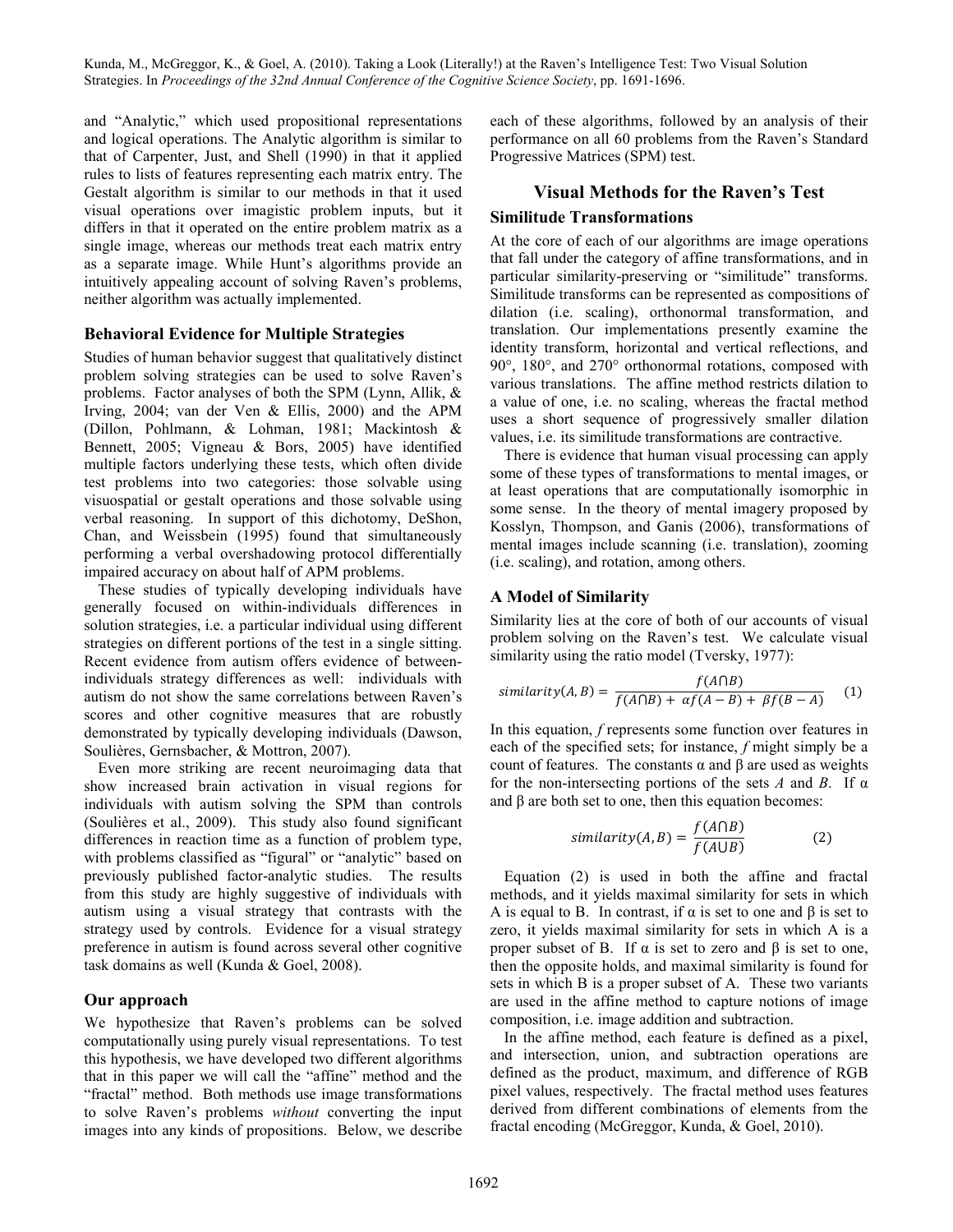and "Analytic," which used propositional representations and logical operations. The Analytic algorithm is similar to that of Carpenter, Just, and Shell (1990) in that it applied rules to lists of features representing each matrix entry. The Gestalt algorithm is similar to our methods in that it used visual operations over imagistic problem inputs, but it differs in that it operated on the entire problem matrix as a single image, whereas our methods treat each matrix entry as a separate image. While Hunt's algorithms provide an intuitively appealing account of solving Raven's problems, neither algorithm was actually implemented.

### Behavioral Evidence for Multiple Strategies

Studies of human behavior suggest that qualitatively distinct problem solving strategies can be used to solve Raven's problems. Factor analyses of both the SPM (Lynn, Allik, & Irving, 2004; van der Ven & Ellis, 2000) and the APM (Dillon, Pohlmann, & Lohman, 1981; Mackintosh & Bennett, 2005; Vigneau & Bors, 2005) have identified multiple factors underlying these tests, which often divide test problems into two categories: those solvable using visuospatial or gestalt operations and those solvable using verbal reasoning. In support of this dichotomy, DeShon, Chan, and Weissbein (1995) found that simultaneously performing a verbal overshadowing protocol differentially impaired accuracy on about half of APM problems.

These studies of typically developing individuals have generally focused on within-individuals differences in solution strategies, i.e. a particular individual using different strategies on different portions of the test in a single sitting. Recent evidence from autism offers evidence of between-individuals strategy differences as well: individuals with autism do not show the same correlations between Raven's scores and other cognitive measures that are robustly demonstrated by typically developing individuals (Dawson, Soulières, Gernsbacher, & Mottron, 2007).

Even more striking are recent neuroimaging data that show increased brain activation in visual regions for individuals with autism solving the SPM than controls (Soulières et al., 2009). This study also found significant differences in reaction time as a function of problem type, with problems classified as "figural" or "analytic" based on previously published factor-analytic studies. The results from this study are highly suggestive of individuals with autism using a visual strategy that contrasts with the strategy used by controls. Evidence for a visual strategy preference in autism is found across several other cognitive task domains as well (Kunda & Goel, 2008).

### Our approach

We hypothesize that Raven's problems can be solved computationally using purely visual representations. To test this hypothesis, we have developed two different algorithms that in this paper we will call the "affine" method and the "fractal" method. Both methods use image transformations to solve Raven's problems *without* converting the input images into any kinds of propositions. Below, we describe each of these algorithms, followed by an analysis of their performance on all 60 problems from the Raven's Standard Progressive Matrices (SPM) test.

## Visual Methods for the Raven's Test

### Similitude Transformations

At the core of each of our algorithms are image operations that fall under the category of affine transformations, and in particular similarity-preserving or "similitude" transforms. Similitude transforms can be represented as compositions of dilation (i.e. scaling), orthonormal transformation, and translation. Our implementations presently examine the identity transform, horizontal and vertical reflections, and 90°, 180°, and 270° orthonormal rotations, composed with various translations. The affine method restricts dilation to a value of one, i.e. no scaling, whereas the fractal method uses a short sequence of progressively smaller dilation values, i.e. its similitude transformations are contractive.

There is evidence that human visual processing can apply some of these types of transformations to mental images, or at least operations that are computationally isomorphic in some sense. In the theory of mental imagery proposed by Kosslyn, Thompson, and Ganis (2006), transformations of mental images include scanning (i.e. translation), zooming (i.e. scaling), and rotation, among others.

### A Model of Similarity

Similarity lies at the core of both of our accounts of visual problem solving on the Raven's test. We calculate visual similarity using the ratio model (Tversky, 1977):

$$similarity(A,B) = \frac{f(A \cap B)}{f(A \cap B) + \alpha f(A - B) + \beta f(B - A)} \quad (1)$$

In this equation, $f$ represents some function over features in each of the specified sets; for instance, $f$ might simply be a count of features. The constants $\alpha$ and $\beta$ are used as weights for the non-intersecting portions of the sets $A$ and $B$. If $\alpha$ and $\beta$ are both set to one, then this equation becomes:

$$similarity(A,B) = \frac{f(A \cap B)}{f(A \cup B)} \quad (2)$$

Equation (2) is used in both the affine and fractal methods, and it yields maximal similarity for sets in which A is equal to B. In contrast, if $\alpha$ is set to one and $\beta$ is set to zero, it yields maximal similarity for sets in which A is a proper subset of B. If $\alpha$ is set to zero and $\beta$ is set to one, then the opposite holds, and maximal similarity is found for sets in which B is a proper subset of A. These two variants are used in the affine method to capture notions of image composition, i.e. image addition and subtraction.

In the affine method, each feature is defined as a pixel, and intersection, union, and subtraction operations are defined as the product, maximum, and difference of RGB pixel values, respectively. The fractal method uses features derived from different combinations of elements from the fractal encoding (McGreggor, Kunda, & Goel, 2010).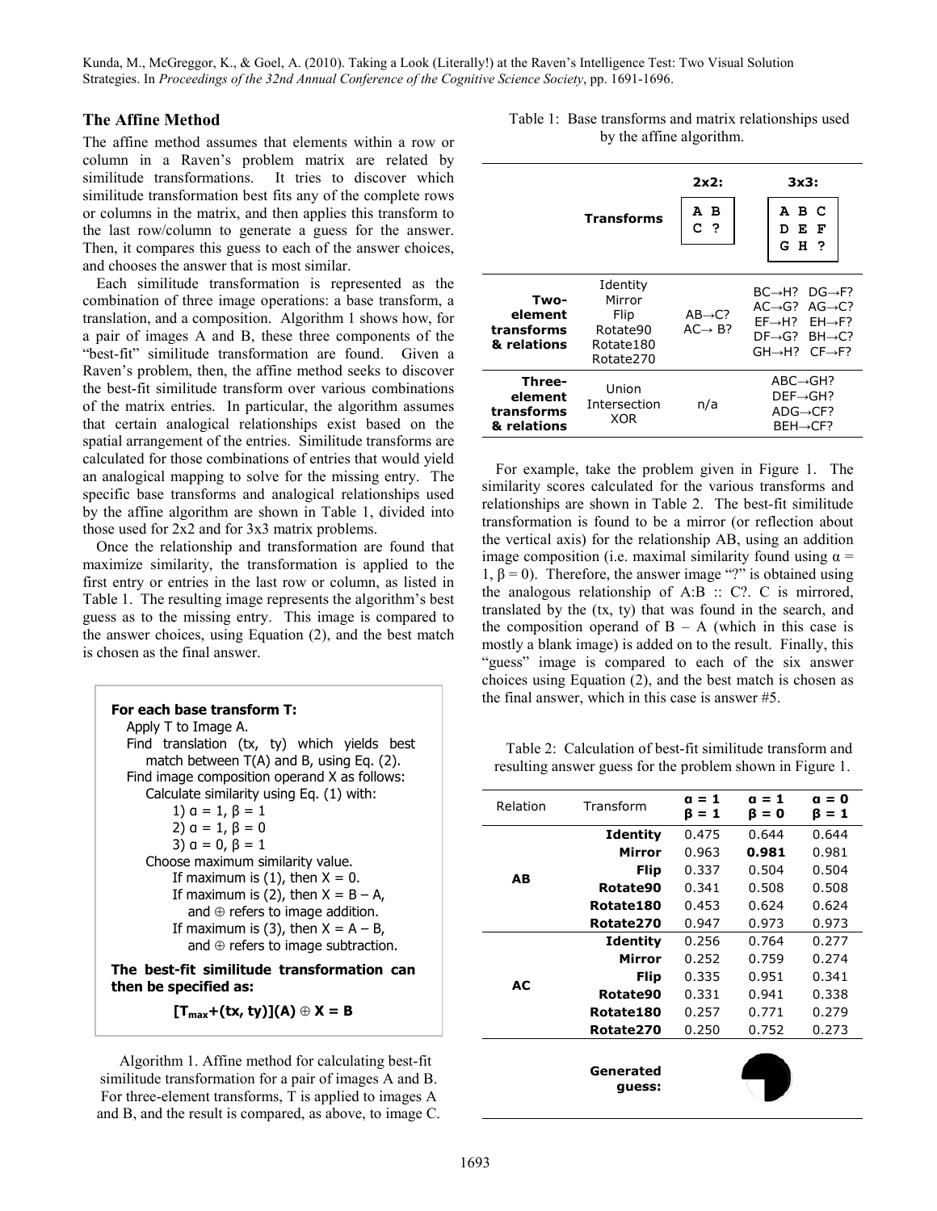## The Affine Method

The affine method assumes that elements within a row or column in a Raven's problem matrix are related by similitude transformations. It tries to discover which similitude transformation best fits any of the complete rows or columns in the matrix, and then applies this transform to the last row/column to generate a guess for the answer. Then, it compares this guess to each of the answer choices, and chooses the answer that is most similar.

Each similitude transformation is represented as the combination of three image operations: a base transform, a translation, and a composition. Algorithm 1 shows how, for a pair of images A and B, these three components of the "best-fit" similitude transformation are found. Given a Raven's problem, then, the affine method seeks to discover the best-fit similitude transform over various combinations of the matrix entries. In particular, the algorithm assumes that certain analogical relationships exist based on the spatial arrangement of the entries. Similitude transforms are calculated for those combinations of entries that would yield an analogical mapping to solve for the missing entry. The specific base transforms and analogical relationships used by the affine algorithm are shown in Table 1, divided into those used for 2x2 and for 3x3 matrix problems.

Once the relationship and transformation are found that maximize similarity, the transformation is applied to the first entry or entries in the last row or column, as listed in Table 1. The resulting image represents the algorithm's best guess as to the missing entry. This image is compared to the answer choices, using Equation (2), and the best match is chosen as the final answer.

```
For each base transform T:
  Apply T to Image A.
  Find translation (tx, ty) which yields best
     match between T(A) and B, using Eq. (2).
  Find image composition operand X as follows:
     Calculate similarity using Eq. (1) with:
        1) α = 1, β = 1
        2) α = 1, β = 0
        3) α = 0, β = 1
     Choose maximum similarity value.
        If maximum is (1), then X = 0.
        If maximum is (2), then X = B – A,
           and ⊕ refers to image addition.
        If maximum is (3), then X = A – B,
           and ⊕ refers to image subtraction.
The best-fit similitude transformation can
then be specified as:
        [T_max+(tx, ty)](A) ⊕ X = B
```

Algorithm 1. Affine method for calculating best-fit similitude transformation for a pair of images A and B. For three-element transforms, T is applied to images A and B, and the result is compared, as above, to image C.

Table 1: Base transforms and matrix relationships used by the affine algorithm.

| Transforms | | 2x2: A B / C ? | 3x3: A B C / D E F / G H ? |
|---|---|---|---|
| **Two-element transforms & relations** | Identity, Mirror, Flip, Rotate90, Rotate180, Rotate270 | AB→C?, AC→ B? | BC→H? DG→F? AC→G? AG→C? EF→H? EH→F? DF→G? BH→C? GH→H? CF→F? |
| **Three-element transforms & relations** | Union, Intersection, XOR | n/a | ABC→GH? DEF→GH? ADG→CF? BEH→CF? |

For example, take the problem given in Figure 1. The similarity scores calculated for the various transforms and relationships are shown in Table 2. The best-fit similitude transformation is found to be a mirror (or reflection about the vertical axis) for the relationship AB, using an addition image composition (i.e. maximal similarity found using $\alpha = 1$, $\beta = 0$). Therefore, the answer image "?" is obtained using the analogous relationship of A:B :: C:?. C is mirrored, translated by the (tx, ty) that was found in the search, and the composition operand of B – A (which in this case is mostly a blank image) is added on to the result. Finally, this "guess" image is compared to each of the six answer choices using Equation (2), and the best match is chosen as the final answer, which in this case is answer #5.

Table 2: Calculation of best-fit similitude transform and resulting answer guess for the problem shown in Figure 1.

| Relation | Transform | $\alpha = 1$, $\beta = 1$ | $\alpha = 1$, $\beta = 0$ | $\alpha = 0$, $\beta = 1$ |
|---|---|---|---|---|
| AB | **Identity** | 0.475 | 0.644 | 0.644 |
| | **Mirror** | 0.963 | **0.981** | 0.981 |
| | **Flip** | 0.337 | 0.504 | 0.504 |
| | **Rotate90** | 0.341 | 0.508 | 0.508 |
| | **Rotate180** | 0.453 | 0.624 | 0.624 |
| | **Rotate270** | 0.947 | 0.973 | 0.973 |
| AC | **Identity** | 0.256 | 0.764 | 0.277 |
| | **Mirror** | 0.252 | 0.759 | 0.274 |
| | **Flip** | 0.335 | 0.951 | 0.341 |
| | **Rotate90** | 0.331 | 0.941 | 0.338 |
| | **Rotate180** | 0.257 | 0.771 | 0.279 |
| | **Rotate270** | 0.250 | 0.752 | 0.273 |
| | **Generated guess:** | | | |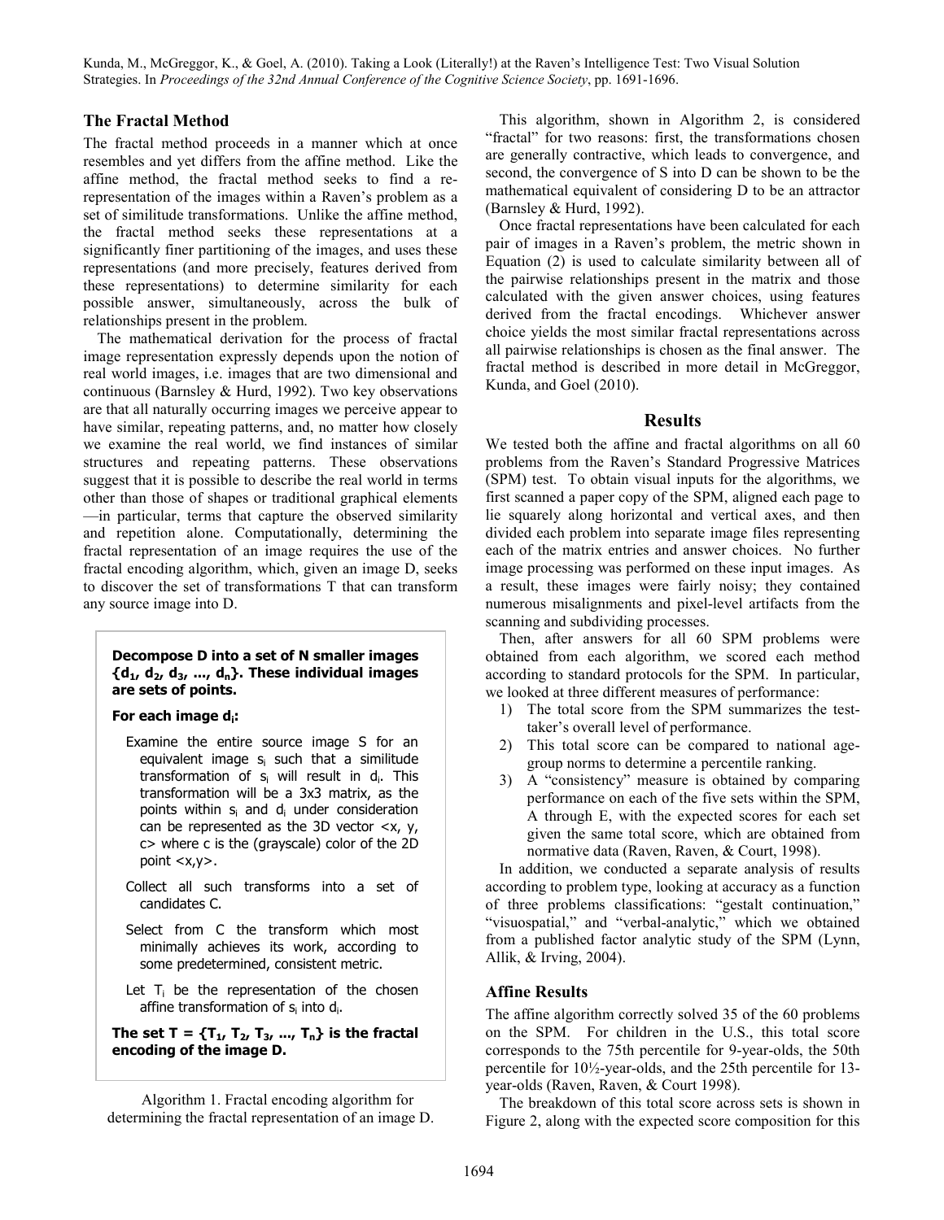## The Fractal Method

The fractal method proceeds in a manner which at once resembles and yet differs from the affine method. Like the affine method, the fractal method seeks to find a re-representation of the images within a Raven's problem as a set of similitude transformations. Unlike the affine method, the fractal method seeks these representations at a significantly finer partitioning of the images, and uses these representations (and more precisely, features derived from these representations) to determine similarity for each possible answer, simultaneously, across the bulk of relationships present in the problem.

The mathematical derivation for the process of fractal image representation expressly depends upon the notion of real world images, i.e. images that are two dimensional and continuous (Barnsley & Hurd, 1992). Two key observations are that all naturally occurring images we perceive appear to have similar, repeating patterns, and, no matter how closely we examine the real world, we find instances of similar structures and repeating patterns. These observations suggest that it is possible to describe the real world in terms other than those of shapes or traditional graphical elements —in particular, terms that capture the observed similarity and repetition alone. Computationally, determining the fractal representation of an image requires the use of the fractal encoding algorithm, which, given an image D, seeks to discover the set of transformations T that can transform any source image into D.

> **Decompose D into a set of N smaller images $\{d_1, d_2, d_3, \ldots, d_n\}$. These individual images are sets of points.**
>
> **For each image $d_i$:**
>
> Examine the entire source image S for an equivalent image $s_i$ such that a similitude transformation of $s_i$ will result in $d_i$. This transformation will be a 3x3 matrix, as the points within $s_i$ and $d_i$ under consideration can be represented as the 3D vector <x, y, c> where c is the (grayscale) color of the 2D point <x,y>.
>
> Collect all such transforms into a set of candidates C.
>
> Select from C the transform which most minimally achieves its work, according to some predetermined, consistent metric.
>
> Let $T_i$ be the representation of the chosen affine transformation of $s_i$ into $d_i$.
>
> **The set $T = \{T_1, T_2, T_3, \ldots, T_n\}$ is the fractal encoding of the image D.**

Algorithm 1. Fractal encoding algorithm for determining the fractal representation of an image D.

This algorithm, shown in Algorithm 2, is considered "fractal" for two reasons: first, the transformations chosen are generally contractive, which leads to convergence, and second, the convergence of S into D can be shown to be the mathematical equivalent of considering D to be an attractor (Barnsley & Hurd, 1992).

Once fractal representations have been calculated for each pair of images in a Raven's problem, the metric shown in Equation (2) is used to calculate similarity between all of the pairwise relationships present in the matrix and those calculated with the given answer choices, using features derived from the fractal encodings. Whichever answer choice yields the most similar fractal representations across all pairwise relationships is chosen as the final answer. The fractal method is described in more detail in McGreggor, Kunda, and Goel (2010).

# Results

We tested both the affine and fractal algorithms on all 60 problems from the Raven's Standard Progressive Matrices (SPM) test. To obtain visual inputs for the algorithms, we first scanned a paper copy of the SPM, aligned each page to lie squarely along horizontal and vertical axes, and then divided each problem into separate image files representing each of the matrix entries and answer choices. No further image processing was performed on these input images. As a result, these images were fairly noisy; they contained numerous misalignments and pixel-level artifacts from the scanning and subdividing processes.

Then, after answers for all 60 SPM problems were obtained from each algorithm, we scored each method according to standard protocols for the SPM. In particular, we looked at three different measures of performance:

1) The total score from the SPM summarizes the test-taker's overall level of performance.
2) This total score can be compared to national age-group norms to determine a percentile ranking.
3) A "consistency" measure is obtained by comparing performance on each of the five sets within the SPM, A through E, with the expected scores for each set given the same total score, which are obtained from normative data (Raven, Raven, & Court, 1998).

In addition, we conducted a separate analysis of results according to problem type, looking at accuracy as a function of three problems classifications: "gestalt continuation," "visuospatial," and "verbal-analytic," which we obtained from a published factor analytic study of the SPM (Lynn, Allik, & Irving, 2004).

## Affine Results

The affine algorithm correctly solved 35 of the 60 problems on the SPM. For children in the U.S., this total score corresponds to the 75th percentile for 9-year-olds, the 50th percentile for 10½-year-olds, and the 25th percentile for 13-year-olds (Raven, Raven, & Court 1998).

The breakdown of this total score across sets is shown in Figure 2, along with the expected score composition for this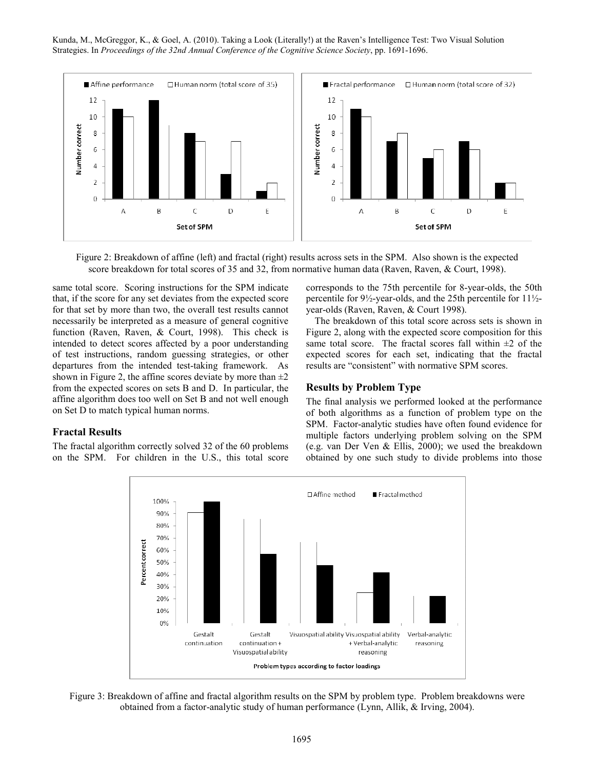Figure 2: Breakdown of affine (left) and fractal (right) results across sets in the SPM. Also shown is the expected score breakdown for total scores of 35 and 32, from normative human data (Raven, Raven, & Court, 1998).

same total score. Scoring instructions for the SPM indicate that, if the score for any set deviates from the expected score for that set by more than two, the overall test results cannot necessarily be interpreted as a measure of general cognitive function (Raven, Raven, & Court, 1998). This check is intended to detect scores affected by a poor understanding of test instructions, random guessing strategies, or other departures from the intended test-taking framework. As shown in Figure 2, the affine scores deviate by more than ±2 from the expected scores on sets B and D. In particular, the affine algorithm does too well on Set B and not well enough on Set D to match typical human norms.

### Fractal Results

The fractal algorithm correctly solved 32 of the 60 problems on the SPM. For children in the U.S., this total score corresponds to the 75th percentile for 8-year-olds, the 50th percentile for 9½-year-olds, and the 25th percentile for 11½-year-olds (Raven, Raven, & Court 1998).

The breakdown of this total score across sets is shown in Figure 2, along with the expected score composition for this same total score. The fractal scores fall within ±2 of the expected scores for each set, indicating that the fractal results are "consistent" with normative SPM scores.

### Results by Problem Type

The final analysis we performed looked at the performance of both algorithms as a function of problem type on the SPM. Factor-analytic studies have often found evidence for multiple factors underlying problem solving on the SPM (e.g. van Der Ven & Ellis, 2000); we used the breakdown obtained by one such study to divide problems into those

Figure 3: Breakdown of affine and fractal algorithm results on the SPM by problem type. Problem breakdowns were obtained from a factor-analytic study of human performance (Lynn, Allik, & Irving, 2004).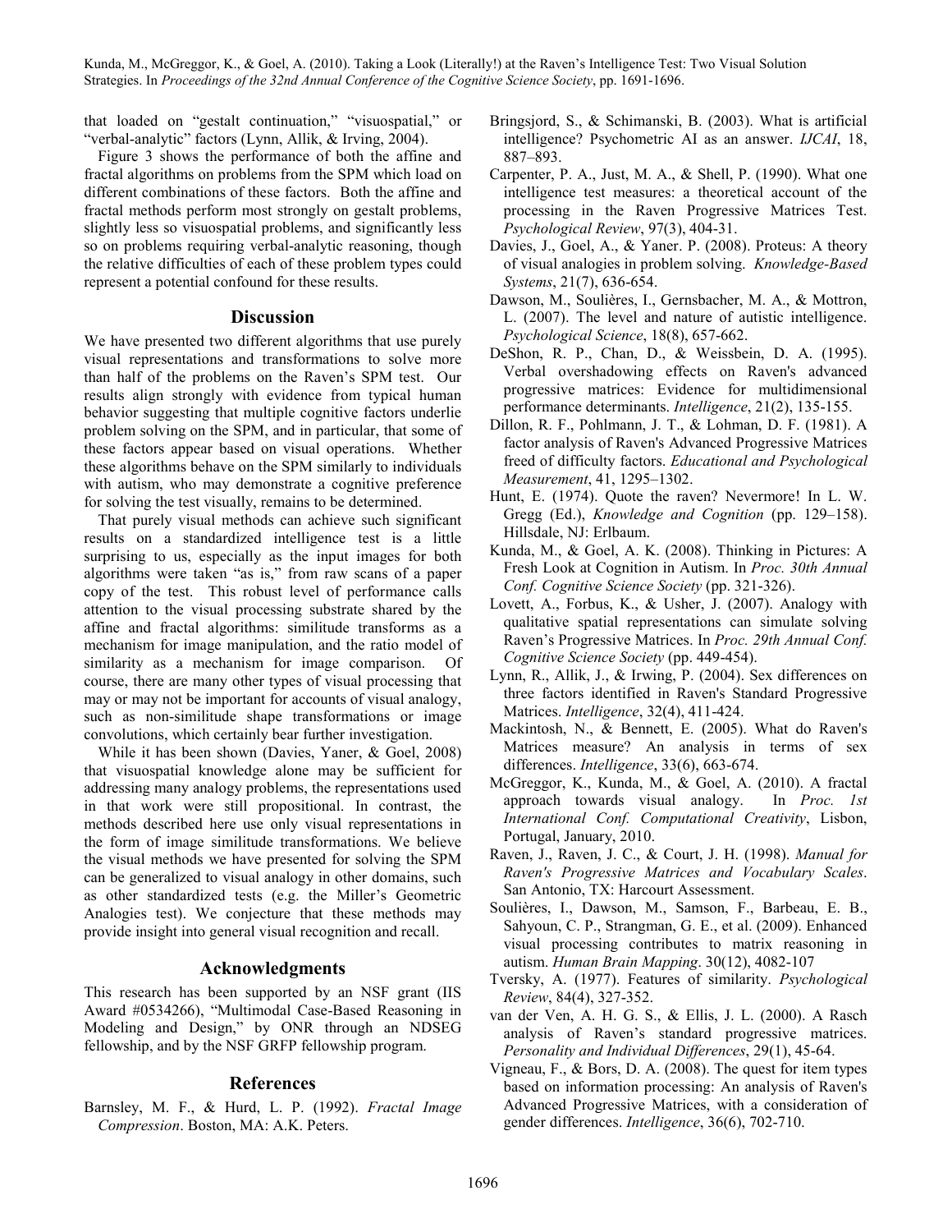that loaded on "gestalt continuation," "visuospatial," or "verbal-analytic" factors (Lynn, Allik, & Irving, 2004).

Figure 3 shows the performance of both the affine and fractal algorithms on problems from the SPM which load on different combinations of these factors. Both the affine and fractal methods perform most strongly on gestalt problems, slightly less so visuospatial problems, and significantly less so on problems requiring verbal-analytic reasoning, though the relative difficulties of each of these problem types could represent a potential confound for these results.

## Discussion

We have presented two different algorithms that use purely visual representations and transformations to solve more than half of the problems on the Raven's SPM test. Our results align strongly with evidence from typical human behavior suggesting that multiple cognitive factors underlie problem solving on the SPM, and in particular, that some of these factors appear based on visual operations. Whether these algorithms behave on the SPM similarly to individuals with autism, who may demonstrate a cognitive preference for solving the test visually, remains to be determined.

That purely visual methods can achieve such significant results on a standardized intelligence test is a little surprising to us, especially as the input images for both algorithms were taken "as is," from raw scans of a paper copy of the test. This robust level of performance calls attention to the visual processing substrate shared by the affine and fractal algorithms: similitude transforms as a mechanism for image manipulation, and the ratio model of similarity as a mechanism for image comparison. Of course, there are many other types of visual processing that may or may not be important for accounts of visual analogy, such as non-similitude shape transformations or image convolutions, which certainly bear further investigation.

While it has been shown (Davies, Yaner, & Goel, 2008) that visuospatial knowledge alone may be sufficient for addressing many analogy problems, the representations used in that work were still propositional. In contrast, the methods described here use only visual representations in the form of image similitude transformations. We believe the visual methods we have presented for solving the SPM can be generalized to visual analogy in other domains, such as other standardized tests (e.g. the Miller's Geometric Analogies test). We conjecture that these methods may provide insight into general visual recognition and recall.

## Acknowledgments

This research has been supported by an NSF grant (IIS Award #0534266), "Multimodal Case-Based Reasoning in Modeling and Design," by ONR through an NDSEG fellowship, and by the NSF GRFP fellowship program.

## References

Barnsley, M. F., & Hurd, L. P. (1992). *Fractal Image Compression*. Boston, MA: A.K. Peters.

Bringsjord, S., & Schimanski, B. (2003). What is artificial intelligence? Psychometric AI as an answer. *IJCAI*, 18, 887–893.

Carpenter, P. A., Just, M. A., & Shell, P. (1990). What one intelligence test measures: a theoretical account of the processing in the Raven Progressive Matrices Test. *Psychological Review*, 97(3), 404-31.

Davies, J., Goel, A., & Yaner. P. (2008). Proteus: A theory of visual analogies in problem solving. *Knowledge-Based Systems*, 21(7), 636-654.

Dawson, M., Soulières, I., Gernsbacher, M. A., & Mottron, L. (2007). The level and nature of autistic intelligence. *Psychological Science*, 18(8), 657-662.

DeShon, R. P., Chan, D., & Weissbein, D. A. (1995). Verbal overshadowing effects on Raven's advanced progressive matrices: Evidence for multidimensional performance determinants. *Intelligence*, 21(2), 135-155.

Dillon, R. F., Pohlmann, J. T., & Lohman, D. F. (1981). A factor analysis of Raven's Advanced Progressive Matrices freed of difficulty factors. *Educational and Psychological Measurement*, 41, 1295–1302.

Hunt, E. (1974). Quote the raven? Nevermore! In L. W. Gregg (Ed.), *Knowledge and Cognition* (pp. 129–158). Hillsdale, NJ: Erlbaum.

Kunda, M., & Goel, A. K. (2008). Thinking in Pictures: A Fresh Look at Cognition in Autism. In *Proc. 30th Annual Conf. Cognitive Science Society* (pp. 321-326).

Lovett, A., Forbus, K., & Usher, J. (2007). Analogy with qualitative spatial representations can simulate solving Raven's Progressive Matrices. In *Proc. 29th Annual Conf. Cognitive Science Society* (pp. 449-454).

Lynn, R., Allik, J., & Irving, P. (2004). Sex differences on three factors identified in Raven's Standard Progressive Matrices. *Intelligence*, 32(4), 411-424.

Mackintosh, N., & Bennett, E. (2005). What do Raven's Matrices measure? An analysis in terms of sex differences. *Intelligence*, 33(6), 663-674.

McGreggor, K., Kunda, M., & Goel, A. (2010). A fractal approach towards visual analogy. In *Proc. 1st International Conf. Computational Creativity*, Lisbon, Portugal, January, 2010.

Raven, J., Raven, J. C., & Court, J. H. (1998). *Manual for Raven's Progressive Matrices and Vocabulary Scales*. San Antonio, TX: Harcourt Assessment.

Soulières, I., Dawson, M., Samson, F., Barbeau, E. B., Sahyoun, C. P., Strangman, G. E., et al. (2009). Enhanced visual processing contributes to matrix reasoning in autism. *Human Brain Mapping*. 30(12), 4082-107

Tversky, A. (1977). Features of similarity. *Psychological Review*, 84(4), 327-352.

van der Ven, A. H. G. S., & Ellis, J. L. (2000). A Rasch analysis of Raven's standard progressive matrices. *Personality and Individual Differences*, 29(1), 45-64.

Vigneau, F., & Bors, D. A. (2008). The quest for item types based on information processing: An analysis of Raven's Advanced Progressive Matrices, with a consideration of gender differences. *Intelligence*, 36(6), 702-710.